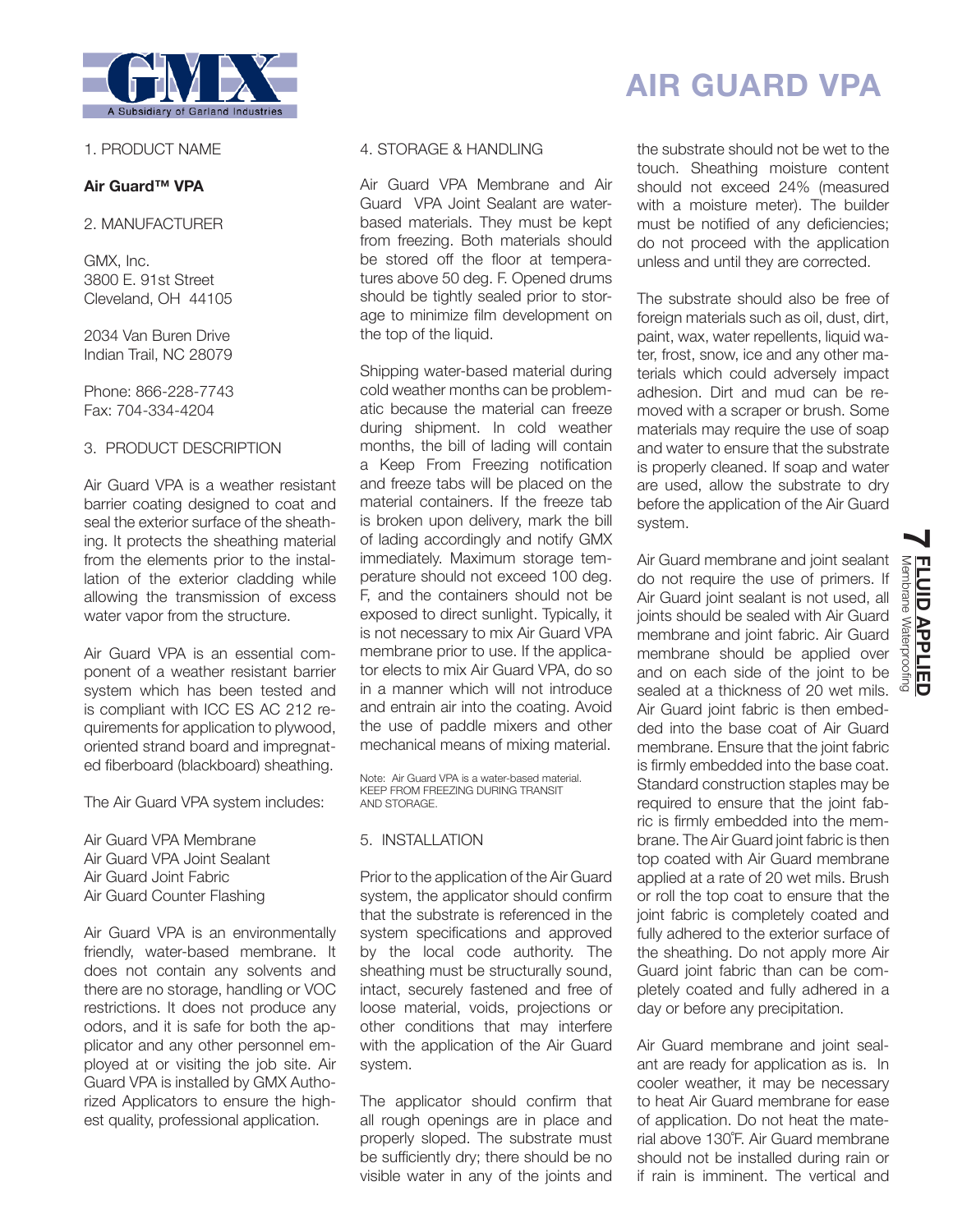# AIR GUARD VPA

GMX — A Subsidiary of Garland Industries

1. PRODUCT NAME

**Air Guard™ VPA**

2. MANUFACTURER

GMX, Inc.
3800 E. 91st Street
Cleveland, OH 44105

2034 Van Buren Drive
Indian Trail, NC 28079

Phone: 866-228-7743
Fax: 704-334-4204

3. PRODUCT DESCRIPTION

Air Guard VPA is a weather resistant barrier coating designed to coat and seal the exterior surface of the sheathing. It protects the sheathing material from the elements prior to the installation of the exterior cladding while allowing the transmission of excess water vapor from the structure.

Air Guard VPA is an essential component of a weather resistant barrier system which has been tested and is compliant with ICC ES AC 212 requirements for application to plywood, oriented strand board and impregnated fiberboard (blackboard) sheathing.

The Air Guard VPA system includes:

Air Guard VPA Membrane
Air Guard VPA Joint Sealant
Air Guard Joint Fabric
Air Guard Counter Flashing

Air Guard VPA is an environmentally friendly, water-based membrane. It does not contain any solvents and there are no storage, handling or VOC restrictions. It does not produce any odors, and it is safe for both the applicator and any other personnel employed at or visiting the job site. Air Guard VPA is installed by GMX Authorized Applicators to ensure the highest quality, professional application.

4. STORAGE & HANDLING

Air Guard VPA Membrane and Air Guard VPA Joint Sealant are water-based materials. They must be kept from freezing. Both materials should be stored off the floor at temperatures above 50 deg. F. Opened drums should be tightly sealed prior to storage to minimize film development on the top of the liquid.

Shipping water-based material during cold weather months can be problematic because the material can freeze during shipment. In cold weather months, the bill of lading will contain a Keep From Freezing notification and freeze tabs will be placed on the material containers. If the freeze tab is broken upon delivery, mark the bill of lading accordingly and notify GMX immediately. Maximum storage temperature should not exceed 100 deg. F, and the containers should not be exposed to direct sunlight. Typically, it is not necessary to mix Air Guard VPA membrane prior to use. If the applicator elects to mix Air Guard VPA, do so in a manner which will not introduce and entrain air into the coating. Avoid the use of paddle mixers and other mechanical means of mixing material.

Note: Air Guard VPA is a water-based material. KEEP FROM FREEZING DURING TRANSIT AND STORAGE.

5. INSTALLATION

Prior to the application of the Air Guard system, the applicator should confirm that the substrate is referenced in the system specifications and approved by the local code authority. The sheathing must be structurally sound, intact, securely fastened and free of loose material, voids, projections or other conditions that may interfere with the application of the Air Guard system.

The applicator should confirm that all rough openings are in place and properly sloped. The substrate must be sufficiently dry; there should be no visible water in any of the joints and the substrate should not be wet to the touch. Sheathing moisture content should not exceed 24% (measured with a moisture meter). The builder must be notified of any deficiencies; do not proceed with the application unless and until they are corrected.

The substrate should also be free of foreign materials such as oil, dust, dirt, paint, wax, water repellents, liquid water, frost, snow, ice and any other materials which could adversely impact adhesion. Dirt and mud can be removed with a scraper or brush. Some materials may require the use of soap and water to ensure that the substrate is properly cleaned. If soap and water are used, allow the substrate to dry before the application of the Air Guard system.

Air Guard membrane and joint sealant do not require the use of primers. If Air Guard joint sealant is not used, all joints should be sealed with Air Guard membrane and joint fabric. Air Guard membrane should be applied over and on each side of the joint to be sealed at a thickness of 20 wet mils. Air Guard joint fabric is then embedded into the base coat of Air Guard membrane. Ensure that the joint fabric is firmly embedded into the base coat. Standard construction staples may be required to ensure that the joint fabric is firmly embedded into the membrane. The Air Guard joint fabric is then top coated with Air Guard membrane applied at a rate of 20 wet mils. Brush or roll the top coat to ensure that the joint fabric is completely coated and fully adhered to the exterior surface of the sheathing. Do not apply more Air Guard joint fabric than can be completely coated and fully adhered in a day or before any precipitation.

Air Guard membrane and joint sealant are ready for application as is. In cooler weather, it may be necessary to heat Air Guard membrane for ease of application. Do not heat the material above 130°F. Air Guard membrane should not be installed during rain or if rain is imminent. The vertical and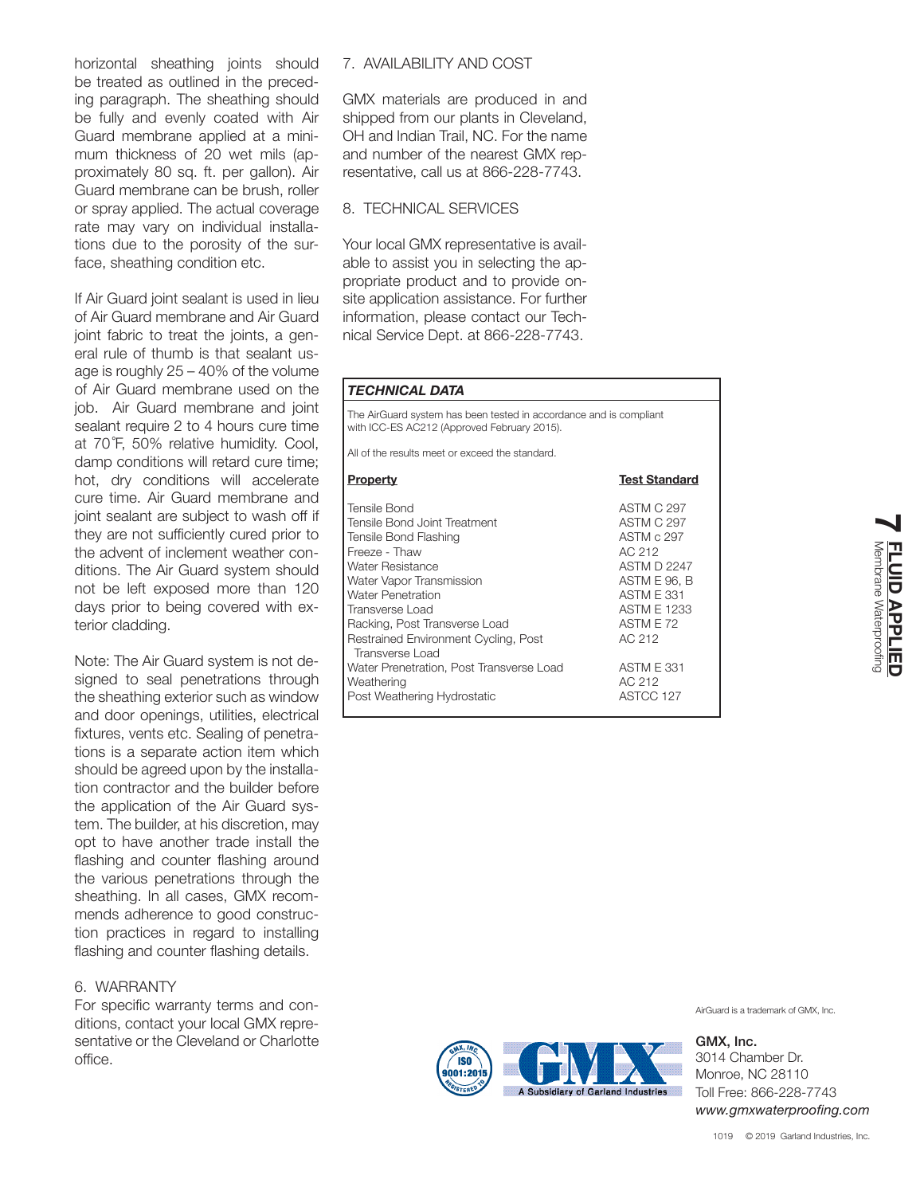horizontal sheathing joints should be treated as outlined in the preceding paragraph. The sheathing should be fully and evenly coated with Air Guard membrane applied at a minimum thickness of 20 wet mils (approximately 80 sq. ft. per gallon). Air Guard membrane can be brush, roller or spray applied. The actual coverage rate may vary on individual installations due to the porosity of the surface, sheathing condition etc.

If Air Guard joint sealant is used in lieu of Air Guard membrane and Air Guard joint fabric to treat the joints, a general rule of thumb is that sealant usage is roughly 25 – 40% of the volume of Air Guard membrane used on the job. Air Guard membrane and joint sealant require 2 to 4 hours cure time at 70˚F, 50% relative humidity. Cool, damp conditions will retard cure time; hot, dry conditions will accelerate cure time. Air Guard membrane and joint sealant are subject to wash off if they are not sufficiently cured prior to the advent of inclement weather conditions. The Air Guard system should not be left exposed more than 120 days prior to being covered with exterior cladding.

Note: The Air Guard system is not designed to seal penetrations through the sheathing exterior such as window and door openings, utilities, electrical fixtures, vents etc. Sealing of penetrations is a separate action item which should be agreed upon by the installation contractor and the builder before the application of the Air Guard system. The builder, at his discretion, may opt to have another trade install the flashing and counter flashing around the various penetrations through the sheathing. In all cases, GMX recommends adherence to good construction practices in regard to installing flashing and counter flashing details.

## 6. WARRANTY

For specific warranty terms and conditions, contact your local GMX representative or the Cleveland or Charlotte office.

## 7. AVAILABILITY AND COST

GMX materials are produced in and shipped from our plants in Cleveland, OH and Indian Trail, NC. For the name and number of the nearest GMX representative, call us at 866-228-7743.

## 8. TECHNICAL SERVICES

Your local GMX representative is available to assist you in selecting the appropriate product and to provide onsite application assistance. For further information, please contact our Technical Service Dept. at 866-228-7743.

### *TECHNICAL DATA*

The AirGuard system has been tested in accordance and is compliant with ICC-ES AC212 (Approved February 2015).

All of the results meet or exceed the standard.

| **Property** | **Test Standard** |
|---|---|
| Tensile Bond | ASTM C 297 |
| Tensile Bond Joint Treatment | ASTM C 297 |
| Tensile Bond Flashing | ASTM c 297 |
| Freeze - Thaw | AC 212 |
| Water Resistance | ASTM D 2247 |
| Water Vapor Transmission | ASTM E 96, B |
| Water Penetration | ASTM E 331 |
| Transverse Load | ASTM E 1233 |
| Racking, Post Transverse Load | ASTM E 72 |
| Restrained Environment Cycling, Post Transverse Load | AC 212 |
| Water Prenetration, Post Transverse Load | ASTM E 331 |
| Weathering | AC 212 |
| Post Weathering Hydrostatic | ASTCC 127 |

**7 FLUID APPLIED**
Membrane Waterproofing

AirGuard is a trademark of GMX, Inc.

GMX, Inc. ISO 9001:2015 Registered

GMX — A Subsidiary of Garland Industries

**GMX, Inc.**
3014 Chamber Dr.
Monroe, NC 28110
Toll Free: 866-228-7743
*www.gmxwaterproofing.com*

1019 © 2019 Garland Industries, Inc.